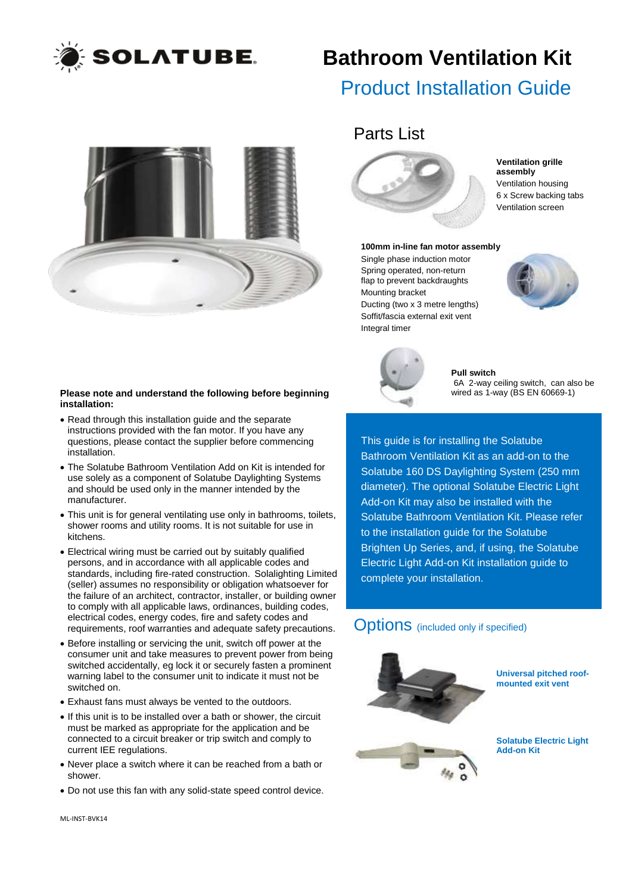SOLATUBE.

# Bathroom Ventilation Kit

## Product Installation Guide

## Parts List

**Ventilation grille assembly**
Ventilation housing
6 x Screw backing tabs
Ventilation screen

**100mm in-line fan motor assembly**
Single phase induction motor
Spring operated, non-return flap to prevent backdraughts
Mounting bracket
Ducting (two x 3 metre lengths)
Soffit/fascia external exit vent
Integral timer

**Pull switch**
6A 2-way ceiling switch, can also be wired as 1-way (BS EN 60669-1)

This guide is for installing the Solatube Bathroom Ventilation Kit as an add-on to the Solatube 160 DS Daylighting System (250 mm diameter). The optional Solatube Electric Light Add-on Kit may also be installed with the Solatube Bathroom Ventilation Kit. Please refer to the installation guide for the Solatube Brighten Up Series, and, if using, the Solatube Electric Light Add-on Kit installation guide to complete your installation.

**Please note and understand the following before beginning installation:**

- Read through this installation guide and the separate instructions provided with the fan motor. If you have any questions, please contact the supplier before commencing installation.
- The Solatube Bathroom Ventilation Add on Kit is intended for use solely as a component of Solatube Daylighting Systems and should be used only in the manner intended by the manufacturer.
- This unit is for general ventilating use only in bathrooms, toilets, shower rooms and utility rooms. It is not suitable for use in kitchens.
- Electrical wiring must be carried out by suitably qualified persons, and in accordance with all applicable codes and standards, including fire-rated construction. Solalighting Limited (seller) assumes no responsibility or obligation whatsoever for the failure of an architect, contractor, installer, or building owner to comply with all applicable laws, ordinances, building codes, electrical codes, energy codes, fire and safety codes and requirements, roof warranties and adequate safety precautions.
- Before installing or servicing the unit, switch off power at the consumer unit and take measures to prevent power from being switched accidentally, eg lock it or securely fasten a prominent warning label to the consumer unit to indicate it must not be switched on.
- Exhaust fans must always be vented to the outdoors.
- If this unit is to be installed over a bath or shower, the circuit must be marked as appropriate for the application and be connected to a circuit breaker or trip switch and comply to current IEE regulations.
- Never place a switch where it can be reached from a bath or shower.
- Do not use this fan with any solid-state speed control device.

## Options (included only if specified)

**Universal pitched roof-mounted exit vent**

**Solatube Electric Light Add-on Kit**

ML-INST-BVK14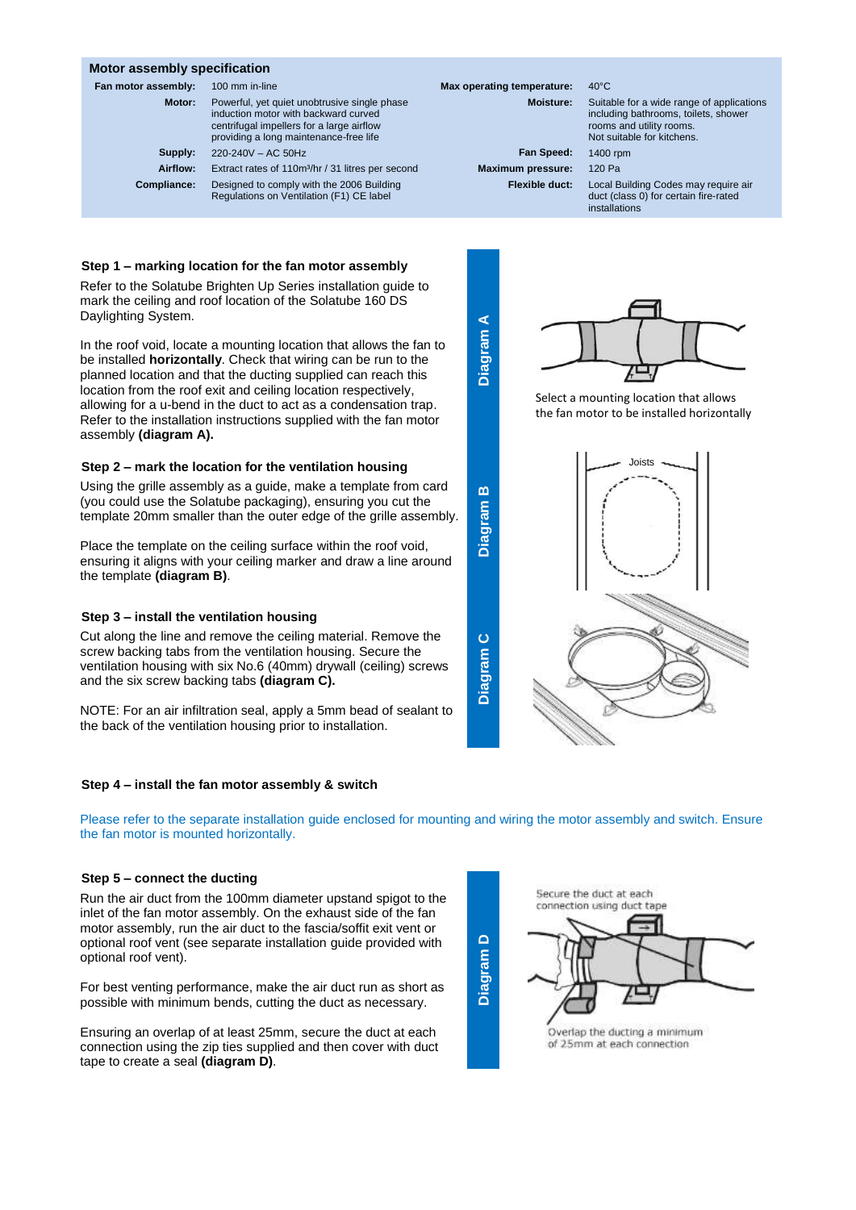## Motor assembly specification

| | | | |
|---|---|---|---|
| **Fan motor assembly:** | 100 mm in-line | **Max operating temperature:** | 40°C |
| **Motor:** | Powerful, yet quiet unobtrusive single phase induction motor with backward curved centrifugal impellers for a large airflow providing a long maintenance-free life | **Moisture:** | Suitable for a wide range of applications including bathrooms, toilets, shower rooms and utility rooms. Not suitable for kitchens. |
| **Supply:** | 220-240V – AC 50Hz | **Fan Speed:** | 1400 rpm |
| **Airflow:** | Extract rates of 110m³/hr / 31 litres per second | **Maximum pressure:** | 120 Pa |
| **Compliance:** | Designed to comply with the 2006 Building Regulations on Ventilation (F1) CE label | **Flexible duct:** | Local Building Codes may require air duct (class 0) for certain fire-rated installations |

### Step 1 – marking location for the fan motor assembly

Refer to the Solatube Brighten Up Series installation guide to mark the ceiling and roof location of the Solatube 160 DS Daylighting System.

In the roof void, locate a mounting location that allows the fan to be installed **horizontally**. Check that wiring can be run to the planned location and that the ducting supplied can reach this location from the roof exit and ceiling location respectively, allowing for a u-bend in the duct to act as a condensation trap. Refer to the installation instructions supplied with the fan motor assembly **(diagram A).**

**Diagram A**

Select a mounting location that allows the fan motor to be installed horizontally

### Step 2 – mark the location for the ventilation housing

Using the grille assembly as a guide, make a template from card (you could use the Solatube packaging), ensuring you cut the template 20mm smaller than the outer edge of the grille assembly.

Place the template on the ceiling surface within the roof void, ensuring it aligns with your ceiling marker and draw a line around the template **(diagram B)**.

**Diagram B**

Joists

### Step 3 – install the ventilation housing

Cut along the line and remove the ceiling material. Remove the screw backing tabs from the ventilation housing. Secure the ventilation housing with six No.6 (40mm) drywall (ceiling) screws and the six screw backing tabs **(diagram C).**

NOTE: For an air infiltration seal, apply a 5mm bead of sealant to the back of the ventilation housing prior to installation.

**Diagram C**

### Step 4 – install the fan motor assembly & switch

Please refer to the separate installation guide enclosed for mounting and wiring the motor assembly and switch. Ensure the fan motor is mounted horizontally.

### Step 5 – connect the ducting

Run the air duct from the 100mm diameter upstand spigot to the inlet of the fan motor assembly. On the exhaust side of the fan motor assembly, run the air duct to the fascia/soffit exit vent or optional roof vent (see separate installation guide provided with optional roof vent).

For best venting performance, make the air duct run as short as possible with minimum bends, cutting the duct as necessary.

Ensuring an overlap of at least 25mm, secure the duct at each connection using the zip ties supplied and then cover with duct tape to create a seal **(diagram D)**.

**Diagram D**

Secure the duct at each connection using duct tape

Overlap the ducting a minimum of 25mm at each connection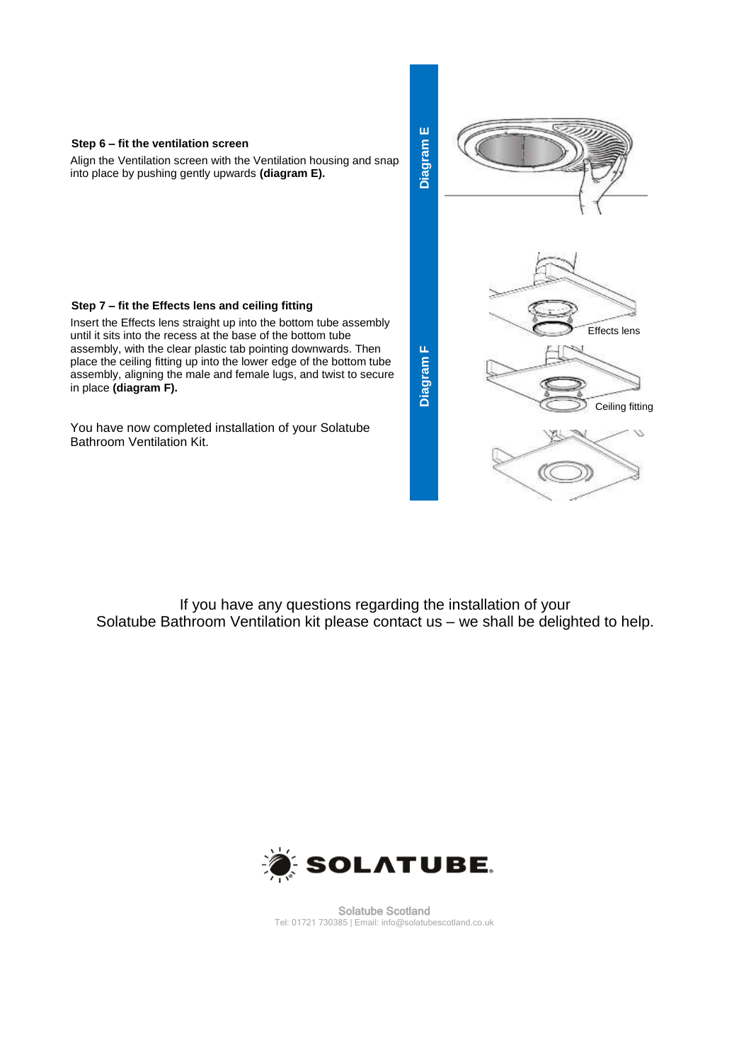**Step 6 – fit the ventilation screen**

Align the Ventilation screen with the Ventilation housing and snap into place by pushing gently upwards **(diagram E).**

Diagram E

**Step 7 – fit the Effects lens and ceiling fitting**

Insert the Effects lens straight up into the bottom tube assembly until it sits into the recess at the base of the bottom tube assembly, with the clear plastic tab pointing downwards. Then place the ceiling fitting up into the lower edge of the bottom tube assembly, aligning the male and female lugs, and twist to secure in place **(diagram F).**

Diagram F

Effects lens

Ceiling fitting

You have now completed installation of your Solatube Bathroom Ventilation Kit.

If you have any questions regarding the installation of your Solatube Bathroom Ventilation kit please contact us – we shall be delighted to help.

SOLATUBE

Solatube Scotland

Tel: 01721 730385 | Email: info@solatubescotland.co.uk